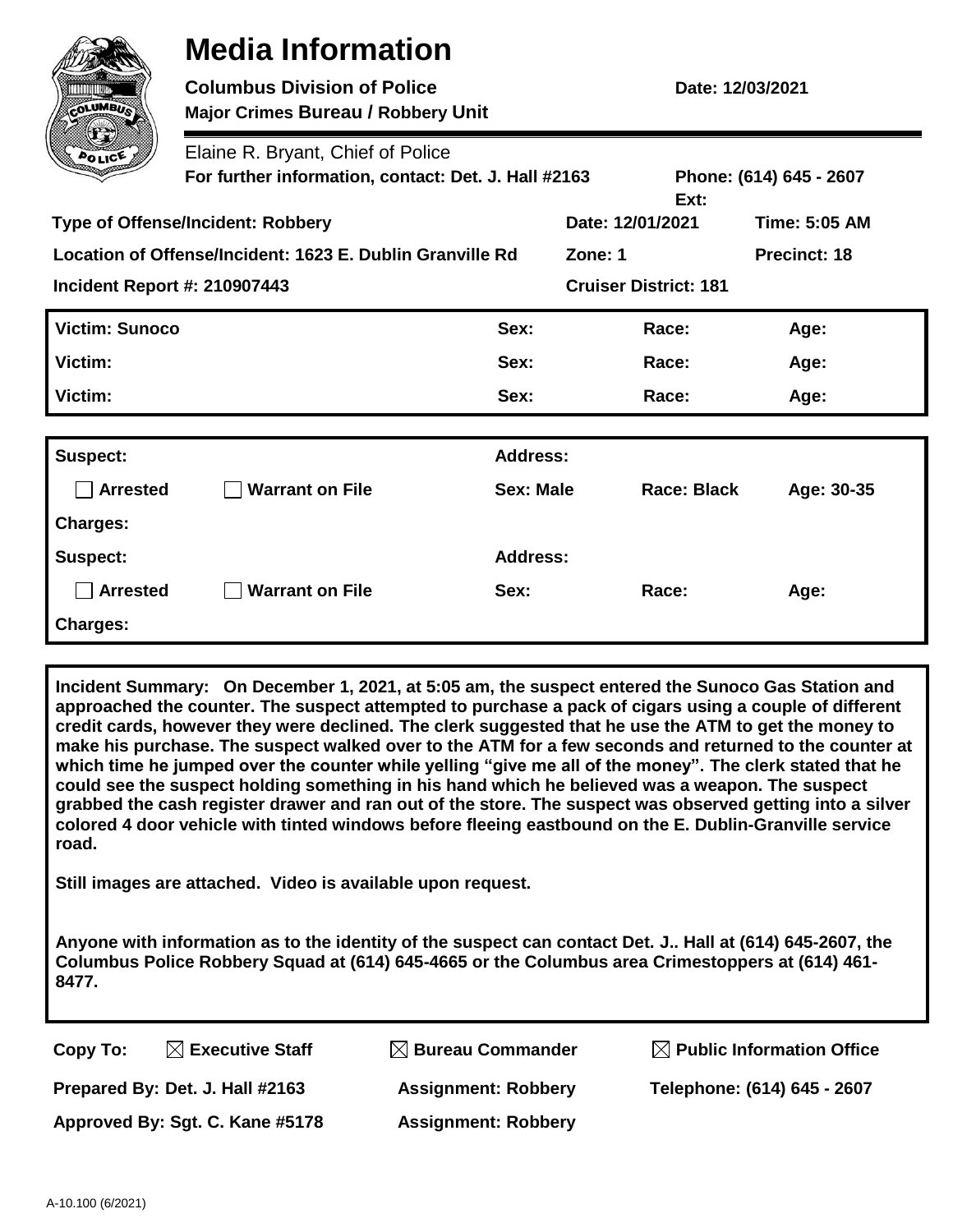# Media Information

**Columbus Division of Police** **Date: 12/03/2021**
**Major Crimes Bureau / Robbery Unit**

Elaine R. Bryant, Chief of Police
**For further information, contact: Det. J. Hall #2163** **Phone: (614) 645 - 2607 Ext:**

| | | |
|---|---|---|
| **Type of Offense/Incident: Robbery** | **Date: 12/01/2021** | **Time: 5:05 AM** |
| **Location of Offense/Incident: 1623 E. Dublin Granville Rd** | **Zone: 1** | **Precinct: 18** |
| **Incident Report #: 210907443** | **Cruiser District: 181** | |

| | | | |
|---|---|---|---|
| **Victim: Sunoco** | **Sex:** | **Race:** | **Age:** |
| **Victim:** | **Sex:** | **Race:** | **Age:** |
| **Victim:** | **Sex:** | **Race:** | **Age:** |

| | | | | |
|---|---|---|---|---|
| **Suspect:** | | **Address:** | | |
| ☐ **Arrested** | ☐ **Warrant on File** | **Sex: Male** | **Race: Black** | **Age: 30-35** |
| **Charges:** | | | | |
| **Suspect:** | | **Address:** | | |
| ☐ **Arrested** | ☐ **Warrant on File** | **Sex:** | **Race:** | **Age:** |
| **Charges:** | | | | |

**Incident Summary: On December 1, 2021, at 5:05 am, the suspect entered the Sunoco Gas Station and approached the counter. The suspect attempted to purchase a pack of cigars using a couple of different credit cards, however they were declined. The clerk suggested that he use the ATM to get the money to make his purchase. The suspect walked over to the ATM for a few seconds and returned to the counter at which time he jumped over the counter while yelling "give me all of the money". The clerk stated that he could see the suspect holding something in his hand which he believed was a weapon. The suspect grabbed the cash register drawer and ran out of the store. The suspect was observed getting into a silver colored 4 door vehicle with tinted windows before fleeing eastbound on the E. Dublin-Granville service road.**

**Still images are attached. Video is available upon request.**

**Anyone with information as to the identity of the suspect can contact Det. J.. Hall at (614) 645-2607, the Columbus Police Robbery Squad at (614) 645-4665 or the Columbus area Crimestoppers at (614) 461-8477.**

**Copy To:** ☒ **Executive Staff** ☒ **Bureau Commander** ☒ **Public Information Office**

**Prepared By: Det. J. Hall #2163** **Assignment: Robbery** **Telephone: (614) 645 - 2607**

**Approved By: Sgt. C. Kane #5178** **Assignment: Robbery**

A-10.100 (6/2021)